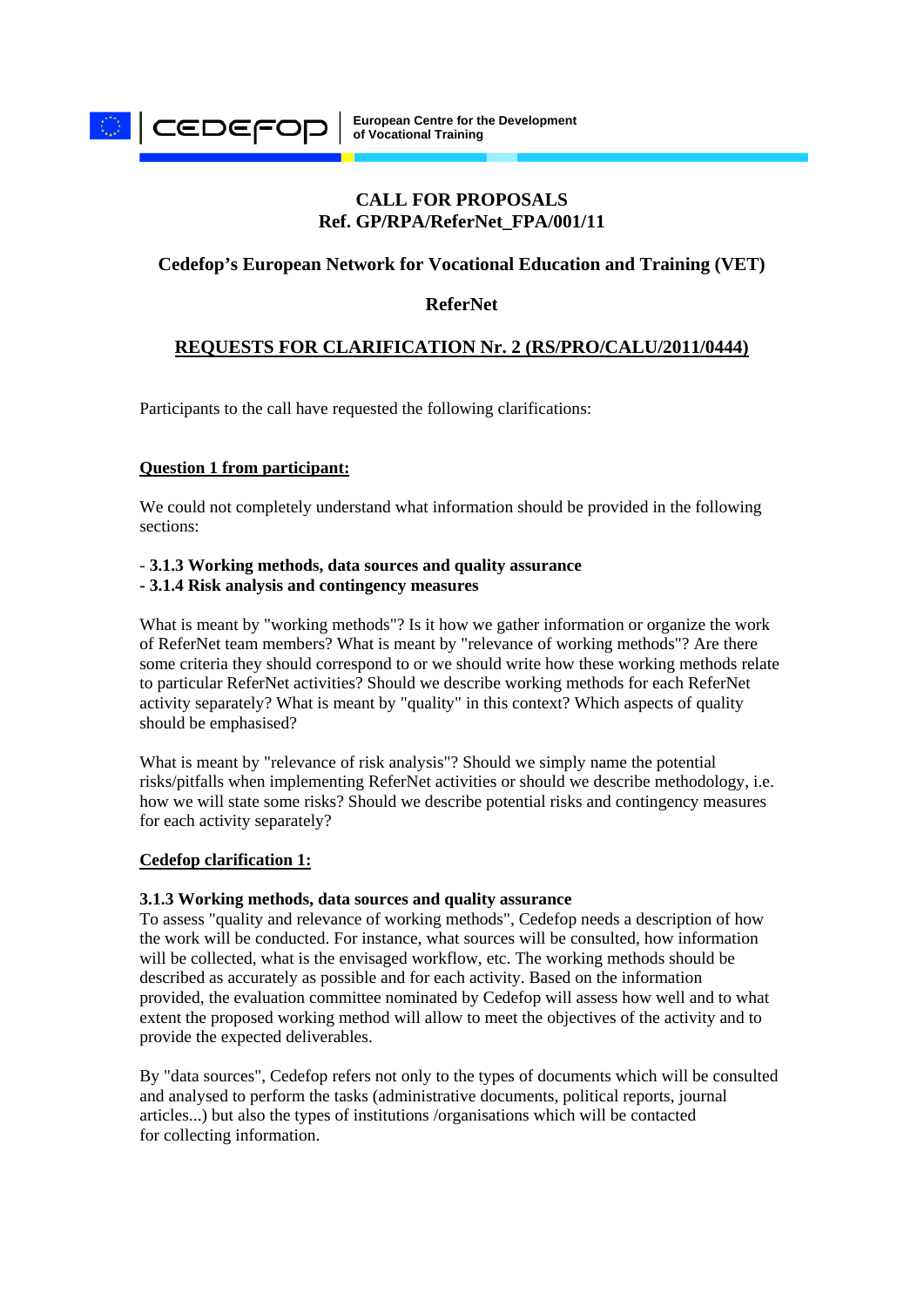European Centre for the Development of Vocational Training

## CALL FOR PROPOSALS
## Ref. GP/RPA/ReferNet_FPA/001/11

### Cedefop's European Network for Vocational Education and Training (VET)

### ReferNet

### REQUESTS FOR CLARIFICATION Nr. 2 (RS/PRO/CALU/2011/0444)

Participants to the call have requested the following clarifications:

**Question 1 from participant:**

We could not completely understand what information should be provided in the following sections:

- **3.1.3 Working methods, data sources and quality assurance**
- **3.1.4 Risk analysis and contingency measures**

What is meant by "working methods"? Is it how we gather information or organize the work of ReferNet team members? What is meant by "relevance of working methods"? Are there some criteria they should correspond to or we should write how these working methods relate to particular ReferNet activities? Should we describe working methods for each ReferNet activity separately? What is meant by "quality" in this context? Which aspects of quality should be emphasised?

What is meant by "relevance of risk analysis"? Should we simply name the potential risks/pitfalls when implementing ReferNet activities or should we describe methodology, i.e. how we will state some risks? Should we describe potential risks and contingency measures for each activity separately?

**Cedefop clarification 1:**

**3.1.3 Working methods, data sources and quality assurance**
To assess "quality and relevance of working methods", Cedefop needs a description of how the work will be conducted. For instance, what sources will be consulted, how information will be collected, what is the envisaged workflow, etc. The working methods should be described as accurately as possible and for each activity. Based on the information provided, the evaluation committee nominated by Cedefop will assess how well and to what extent the proposed working method will allow to meet the objectives of the activity and to provide the expected deliverables.

By "data sources", Cedefop refers not only to the types of documents which will be consulted and analysed to perform the tasks (administrative documents, political reports, journal articles...) but also the types of institutions /organisations which will be contacted for collecting information.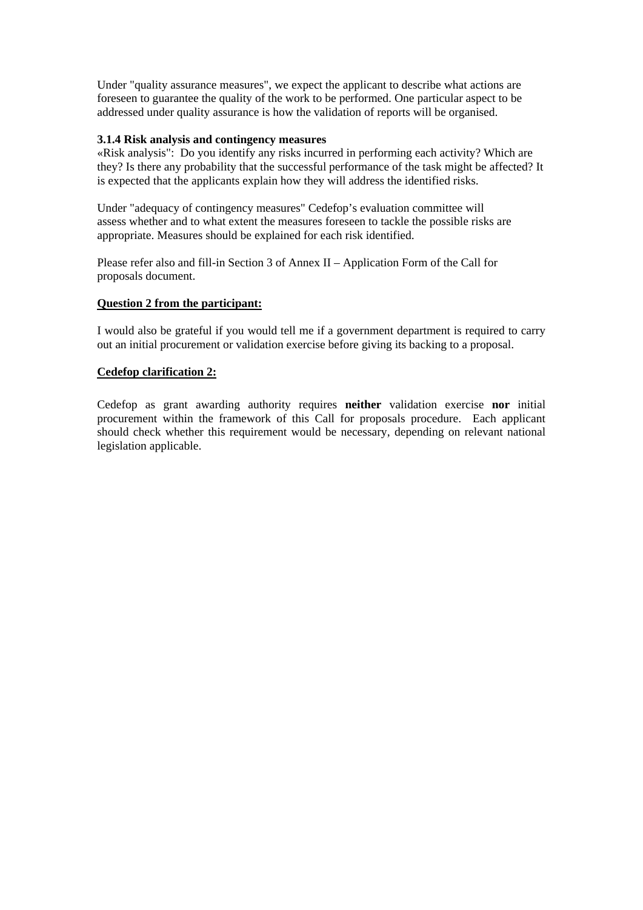Under "quality assurance measures", we expect the applicant to describe what actions are foreseen to guarantee the quality of the work to be performed. One particular aspect to be addressed under quality assurance is how the validation of reports will be organised.

**3.1.4 Risk analysis and contingency measures**

«Risk analysis": Do you identify any risks incurred in performing each activity? Which are they? Is there any probability that the successful performance of the task might be affected? It is expected that the applicants explain how they will address the identified risks.

Under "adequacy of contingency measures" Cedefop's evaluation committee will assess whether and to what extent the measures foreseen to tackle the possible risks are appropriate. Measures should be explained for each risk identified.

Please refer also and fill-in Section 3 of Annex II – Application Form of the Call for proposals document.

**Question 2 from the participant:**

I would also be grateful if you would tell me if a government department is required to carry out an initial procurement or validation exercise before giving its backing to a proposal.

**Cedefop clarification 2:**

Cedefop as grant awarding authority requires **neither** validation exercise **nor** initial procurement within the framework of this Call for proposals procedure. Each applicant should check whether this requirement would be necessary, depending on relevant national legislation applicable.